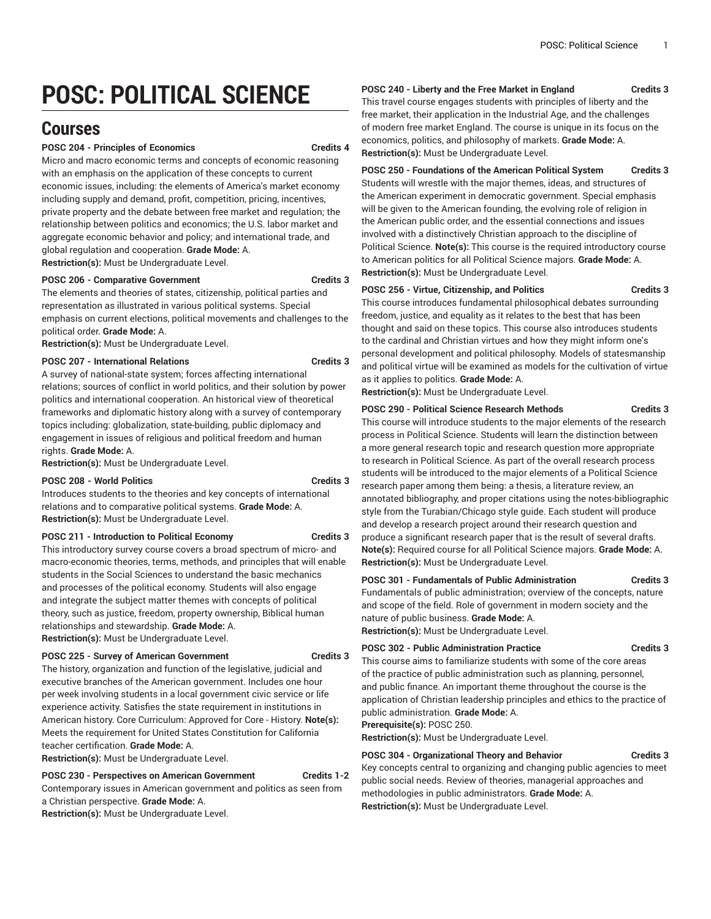# POSC: POLITICAL SCIENCE

## Courses

**POSC 204 - Principles of Economics** **Credits 4**

Micro and macro economic terms and concepts of economic reasoning with an emphasis on the application of these concepts to current economic issues, including: the elements of America's market economy including supply and demand, profit, competition, pricing, incentives, private property and the debate between free market and regulation; the relationship between politics and economics; the U.S. labor market and aggregate economic behavior and policy; and international trade, and global regulation and cooperation. **Grade Mode:** A.
**Restriction(s):** Must be Undergraduate Level.

**POSC 206 - Comparative Government** **Credits 3**

The elements and theories of states, citizenship, political parties and representation as illustrated in various political systems. Special emphasis on current elections, political movements and challenges to the political order. **Grade Mode:** A.
**Restriction(s):** Must be Undergraduate Level.

**POSC 207 - International Relations** **Credits 3**

A survey of national-state system; forces affecting international relations; sources of conflict in world politics, and their solution by power politics and international cooperation. An historical view of theoretical frameworks and diplomatic history along with a survey of contemporary topics including: globalization, state-building, public diplomacy and engagement in issues of religious and political freedom and human rights. **Grade Mode:** A.
**Restriction(s):** Must be Undergraduate Level.

**POSC 208 - World Politics** **Credits 3**

Introduces students to the theories and key concepts of international relations and to comparative political systems. **Grade Mode:** A.
**Restriction(s):** Must be Undergraduate Level.

**POSC 211 - Introduction to Political Economy** **Credits 3**

This introductory survey course covers a broad spectrum of micro- and macro-economic theories, terms, methods, and principles that will enable students in the Social Sciences to understand the basic mechanics and processes of the political economy. Students will also engage and integrate the subject matter themes with concepts of political theory, such as justice, freedom, property ownership, Biblical human relationships and stewardship. **Grade Mode:** A.
**Restriction(s):** Must be Undergraduate Level.

**POSC 225 - Survey of American Government** **Credits 3**

The history, organization and function of the legislative, judicial and executive branches of the American government. Includes one hour per week involving students in a local government civic service or life experience activity. Satisfies the state requirement in institutions in American history. Core Curriculum: Approved for Core - History. **Note(s):** Meets the requirement for United States Constitution for California teacher certification. **Grade Mode:** A.
**Restriction(s):** Must be Undergraduate Level.

**POSC 230 - Perspectives on American Government** **Credits 1-2**

Contemporary issues in American government and politics as seen from a Christian perspective. **Grade Mode:** A.
**Restriction(s):** Must be Undergraduate Level.

**POSC 240 - Liberty and the Free Market in England** **Credits 3**

This travel course engages students with principles of liberty and the free market, their application in the Industrial Age, and the challenges of modern free market England. The course is unique in its focus on the economics, politics, and philosophy of markets. **Grade Mode:** A.
**Restriction(s):** Must be Undergraduate Level.

**POSC 250 - Foundations of the American Political System** **Credits 3**

Students will wrestle with the major themes, ideas, and structures of the American experiment in democratic government. Special emphasis will be given to the American founding, the evolving role of religion in the American public order, and the essential connections and issues involved with a distinctively Christian approach to the discipline of Political Science. **Note(s):** This course is the required introductory course to American politics for all Political Science majors. **Grade Mode:** A.
**Restriction(s):** Must be Undergraduate Level.

**POSC 256 - Virtue, Citizenship, and Politics** **Credits 3**

This course introduces fundamental philosophical debates surrounding freedom, justice, and equality as it relates to the best that has been thought and said on these topics. This course also introduces students to the cardinal and Christian virtues and how they might inform one's personal development and political philosophy. Models of statesmanship and political virtue will be examined as models for the cultivation of virtue as it applies to politics. **Grade Mode:** A.
**Restriction(s):** Must be Undergraduate Level.

**POSC 290 - Political Science Research Methods** **Credits 3**

This course will introduce students to the major elements of the research process in Political Science. Students will learn the distinction between a more general research topic and research question more appropriate to research in Political Science. As part of the overall research process students will be introduced to the major elements of a Political Science research paper among them being: a thesis, a literature review, an annotated bibliography, and proper citations using the notes-bibliographic style from the Turabian/Chicago style guide. Each student will produce and develop a research project around their research question and produce a significant research paper that is the result of several drafts. **Note(s):** Required course for all Political Science majors. **Grade Mode:** A.
**Restriction(s):** Must be Undergraduate Level.

**POSC 301 - Fundamentals of Public Administration** **Credits 3**

Fundamentals of public administration; overview of the concepts, nature and scope of the field. Role of government in modern society and the nature of public business. **Grade Mode:** A.
**Restriction(s):** Must be Undergraduate Level.

**POSC 302 - Public Administration Practice** **Credits 3**

This course aims to familiarize students with some of the core areas of the practice of public administration such as planning, personnel, and public finance. An important theme throughout the course is the application of Christian leadership principles and ethics to the practice of public administration. **Grade Mode:** A.
**Prerequisite(s):** POSC 250.
**Restriction(s):** Must be Undergraduate Level.

**POSC 304 - Organizational Theory and Behavior** **Credits 3**

Key concepts central to organizing and changing public agencies to meet public social needs. Review of theories, managerial approaches and methodologies in public administrators. **Grade Mode:** A.
**Restriction(s):** Must be Undergraduate Level.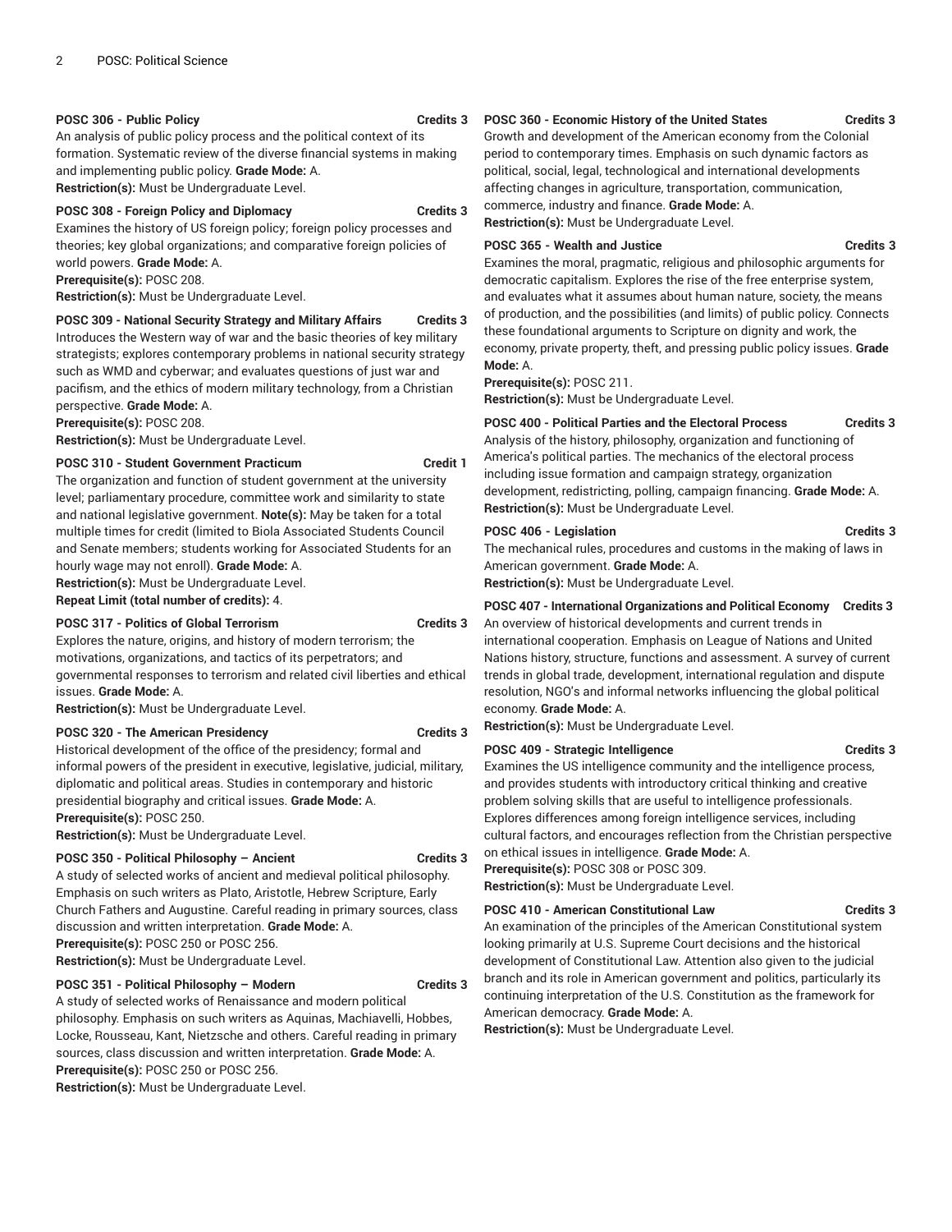**POSC 306 - Public Policy** **Credits 3**

An analysis of public policy process and the political context of its formation. Systematic review of the diverse financial systems in making and implementing public policy. **Grade Mode:** A.

**Restriction(s):** Must be Undergraduate Level.

**POSC 308 - Foreign Policy and Diplomacy** **Credits 3**

Examines the history of US foreign policy; foreign policy processes and theories; key global organizations; and comparative foreign policies of world powers. **Grade Mode:** A.

**Prerequisite(s):** POSC 208.

**Restriction(s):** Must be Undergraduate Level.

**POSC 309 - National Security Strategy and Military Affairs** **Credits 3**

Introduces the Western way of war and the basic theories of key military strategists; explores contemporary problems in national security strategy such as WMD and cyberwar; and evaluates questions of just war and pacifism, and the ethics of modern military technology, from a Christian perspective. **Grade Mode:** A.

**Prerequisite(s):** POSC 208.

**Restriction(s):** Must be Undergraduate Level.

**POSC 310 - Student Government Practicum** **Credit 1**

The organization and function of student government at the university level; parliamentary procedure, committee work and similarity to state and national legislative government. **Note(s):** May be taken for a total multiple times for credit (limited to Biola Associated Students Council and Senate members; students working for Associated Students for an hourly wage may not enroll). **Grade Mode:** A.

**Restriction(s):** Must be Undergraduate Level.

**Repeat Limit (total number of credits):** 4.

**POSC 317 - Politics of Global Terrorism** **Credits 3**

Explores the nature, origins, and history of modern terrorism; the motivations, organizations, and tactics of its perpetrators; and governmental responses to terrorism and related civil liberties and ethical issues. **Grade Mode:** A.

**Restriction(s):** Must be Undergraduate Level.

**POSC 320 - The American Presidency** **Credits 3**

Historical development of the office of the presidency; formal and informal powers of the president in executive, legislative, judicial, military, diplomatic and political areas. Studies in contemporary and historic presidential biography and critical issues. **Grade Mode:** A.

**Prerequisite(s):** POSC 250.

**Restriction(s):** Must be Undergraduate Level.

**POSC 350 - Political Philosophy – Ancient** **Credits 3**

A study of selected works of ancient and medieval political philosophy. Emphasis on such writers as Plato, Aristotle, Hebrew Scripture, Early Church Fathers and Augustine. Careful reading in primary sources, class discussion and written interpretation. **Grade Mode:** A.

**Prerequisite(s):** POSC 250 or POSC 256.

**Restriction(s):** Must be Undergraduate Level.

**POSC 351 - Political Philosophy – Modern** **Credits 3**

A study of selected works of Renaissance and modern political philosophy. Emphasis on such writers as Aquinas, Machiavelli, Hobbes, Locke, Rousseau, Kant, Nietzsche and others. Careful reading in primary sources, class discussion and written interpretation. **Grade Mode:** A.

**Prerequisite(s):** POSC 250 or POSC 256.

**Restriction(s):** Must be Undergraduate Level.

**POSC 360 - Economic History of the United States** **Credits 3**

Growth and development of the American economy from the Colonial period to contemporary times. Emphasis on such dynamic factors as political, social, legal, technological and international developments affecting changes in agriculture, transportation, communication, commerce, industry and finance. **Grade Mode:** A.

**Restriction(s):** Must be Undergraduate Level.

**POSC 365 - Wealth and Justice** **Credits 3**

Examines the moral, pragmatic, religious and philosophic arguments for democratic capitalism. Explores the rise of the free enterprise system, and evaluates what it assumes about human nature, society, the means of production, and the possibilities (and limits) of public policy. Connects these foundational arguments to Scripture on dignity and work, the economy, private property, theft, and pressing public policy issues. **Grade Mode:** A.

**Prerequisite(s):** POSC 211.

**Restriction(s):** Must be Undergraduate Level.

**POSC 400 - Political Parties and the Electoral Process** **Credits 3**

Analysis of the history, philosophy, organization and functioning of America's political parties. The mechanics of the electoral process including issue formation and campaign strategy, organization development, redistricting, polling, campaign financing. **Grade Mode:** A.

**Restriction(s):** Must be Undergraduate Level.

**POSC 406 - Legislation** **Credits 3**

The mechanical rules, procedures and customs in the making of laws in American government. **Grade Mode:** A.

**Restriction(s):** Must be Undergraduate Level.

**POSC 407 - International Organizations and Political Economy** **Credits 3**

An overview of historical developments and current trends in international cooperation. Emphasis on League of Nations and United Nations history, structure, functions and assessment. A survey of current trends in global trade, development, international regulation and dispute resolution, NGO's and informal networks influencing the global political economy. **Grade Mode:** A.

**Restriction(s):** Must be Undergraduate Level.

**POSC 409 - Strategic Intelligence** **Credits 3**

Examines the US intelligence community and the intelligence process, and provides students with introductory critical thinking and creative problem solving skills that are useful to intelligence professionals. Explores differences among foreign intelligence services, including cultural factors, and encourages reflection from the Christian perspective on ethical issues in intelligence. **Grade Mode:** A.

**Prerequisite(s):** POSC 308 or POSC 309.

**Restriction(s):** Must be Undergraduate Level.

**POSC 410 - American Constitutional Law** **Credits 3**

An examination of the principles of the American Constitutional system looking primarily at U.S. Supreme Court decisions and the historical development of Constitutional Law. Attention also given to the judicial branch and its role in American government and politics, particularly its continuing interpretation of the U.S. Constitution as the framework for American democracy. **Grade Mode:** A.

**Restriction(s):** Must be Undergraduate Level.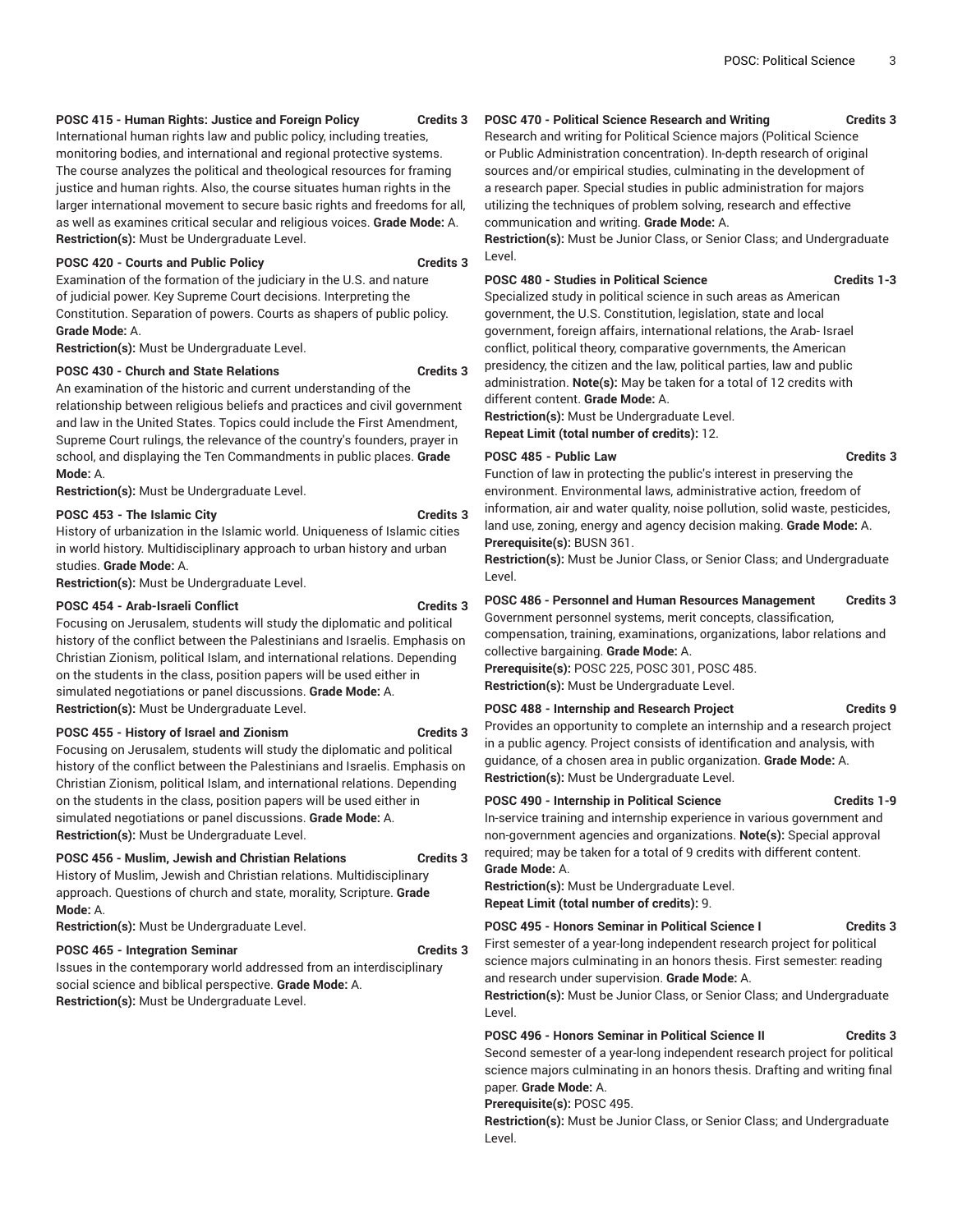**POSC 415 - Human Rights: Justice and Foreign Policy** **Credits 3**
International human rights law and public policy, including treaties, monitoring bodies, and international and regional protective systems. The course analyzes the political and theological resources for framing justice and human rights. Also, the course situates human rights in the larger international movement to secure basic rights and freedoms for all, as well as examines critical secular and religious voices. **Grade Mode:** A.
**Restriction(s):** Must be Undergraduate Level.

**POSC 420 - Courts and Public Policy** **Credits 3**
Examination of the formation of the judiciary in the U.S. and nature of judicial power. Key Supreme Court decisions. Interpreting the Constitution. Separation of powers. Courts as shapers of public policy. **Grade Mode:** A.
**Restriction(s):** Must be Undergraduate Level.

**POSC 430 - Church and State Relations** **Credits 3**
An examination of the historic and current understanding of the relationship between religious beliefs and practices and civil government and law in the United States. Topics could include the First Amendment, Supreme Court rulings, the relevance of the country's founders, prayer in school, and displaying the Ten Commandments in public places. **Grade Mode:** A.
**Restriction(s):** Must be Undergraduate Level.

**POSC 453 - The Islamic City** **Credits 3**
History of urbanization in the Islamic world. Uniqueness of Islamic cities in world history. Multidisciplinary approach to urban history and urban studies. **Grade Mode:** A.
**Restriction(s):** Must be Undergraduate Level.

**POSC 454 - Arab-Israeli Conflict** **Credits 3**
Focusing on Jerusalem, students will study the diplomatic and political history of the conflict between the Palestinians and Israelis. Emphasis on Christian Zionism, political Islam, and international relations. Depending on the students in the class, position papers will be used either in simulated negotiations or panel discussions. **Grade Mode:** A.
**Restriction(s):** Must be Undergraduate Level.

**POSC 455 - History of Israel and Zionism** **Credits 3**
Focusing on Jerusalem, students will study the diplomatic and political history of the conflict between the Palestinians and Israelis. Emphasis on Christian Zionism, political Islam, and international relations. Depending on the students in the class, position papers will be used either in simulated negotiations or panel discussions. **Grade Mode:** A.
**Restriction(s):** Must be Undergraduate Level.

**POSC 456 - Muslim, Jewish and Christian Relations** **Credits 3**
History of Muslim, Jewish and Christian relations. Multidisciplinary approach. Questions of church and state, morality, Scripture. **Grade Mode:** A.
**Restriction(s):** Must be Undergraduate Level.

**POSC 465 - Integration Seminar** **Credits 3**
Issues in the contemporary world addressed from an interdisciplinary social science and biblical perspective. **Grade Mode:** A.
**Restriction(s):** Must be Undergraduate Level.

**POSC 470 - Political Science Research and Writing** **Credits 3**
Research and writing for Political Science majors (Political Science or Public Administration concentration). In-depth research of original sources and/or empirical studies, culminating in the development of a research paper. Special studies in public administration for majors utilizing the techniques of problem solving, research and effective communication and writing. **Grade Mode:** A.
**Restriction(s):** Must be Junior Class, or Senior Class; and Undergraduate Level.

**POSC 480 - Studies in Political Science** **Credits 1-3**
Specialized study in political science in such areas as American government, the U.S. Constitution, legislation, state and local government, foreign affairs, international relations, the Arab- Israel conflict, political theory, comparative governments, the American presidency, the citizen and the law, political parties, law and public administration. **Note(s):** May be taken for a total of 12 credits with different content. **Grade Mode:** A.
**Restriction(s):** Must be Undergraduate Level.
**Repeat Limit (total number of credits):** 12.

**POSC 485 - Public Law** **Credits 3**
Function of law in protecting the public's interest in preserving the environment. Environmental laws, administrative action, freedom of information, air and water quality, noise pollution, solid waste, pesticides, land use, zoning, energy and agency decision making. **Grade Mode:** A.
**Prerequisite(s):** BUSN 361.
**Restriction(s):** Must be Junior Class, or Senior Class; and Undergraduate Level.

**POSC 486 - Personnel and Human Resources Management** **Credits 3**
Government personnel systems, merit concepts, classification, compensation, training, examinations, organizations, labor relations and collective bargaining. **Grade Mode:** A.
**Prerequisite(s):** POSC 225, POSC 301, POSC 485.
**Restriction(s):** Must be Undergraduate Level.

**POSC 488 - Internship and Research Project** **Credits 9**
Provides an opportunity to complete an internship and a research project in a public agency. Project consists of identification and analysis, with guidance, of a chosen area in public organization. **Grade Mode:** A.
**Restriction(s):** Must be Undergraduate Level.

**POSC 490 - Internship in Political Science** **Credits 1-9**
In-service training and internship experience in various government and non-government agencies and organizations. **Note(s):** Special approval required; may be taken for a total of 9 credits with different content. **Grade Mode:** A.
**Restriction(s):** Must be Undergraduate Level.
**Repeat Limit (total number of credits):** 9.

**POSC 495 - Honors Seminar in Political Science I** **Credits 3**
First semester of a year-long independent research project for political science majors culminating in an honors thesis. First semester: reading and research under supervision. **Grade Mode:** A.
**Restriction(s):** Must be Junior Class, or Senior Class; and Undergraduate Level.

**POSC 496 - Honors Seminar in Political Science II** **Credits 3**
Second semester of a year-long independent research project for political science majors culminating in an honors thesis. Drafting and writing final paper. **Grade Mode:** A.
**Prerequisite(s):** POSC 495.
**Restriction(s):** Must be Junior Class, or Senior Class; and Undergraduate Level.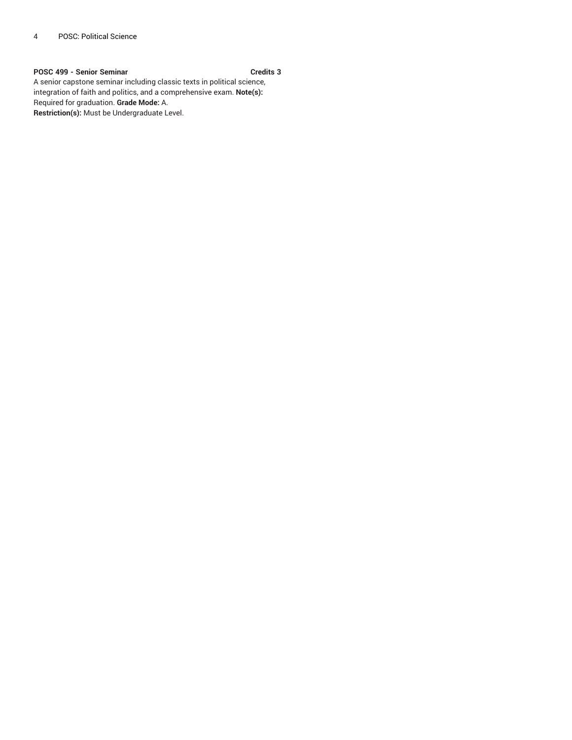**POSC 499 - Senior Seminar** **Credits 3**

A senior capstone seminar including classic texts in political science, integration of faith and politics, and a comprehensive exam. **Note(s):** Required for graduation. **Grade Mode:** A.

**Restriction(s):** Must be Undergraduate Level.